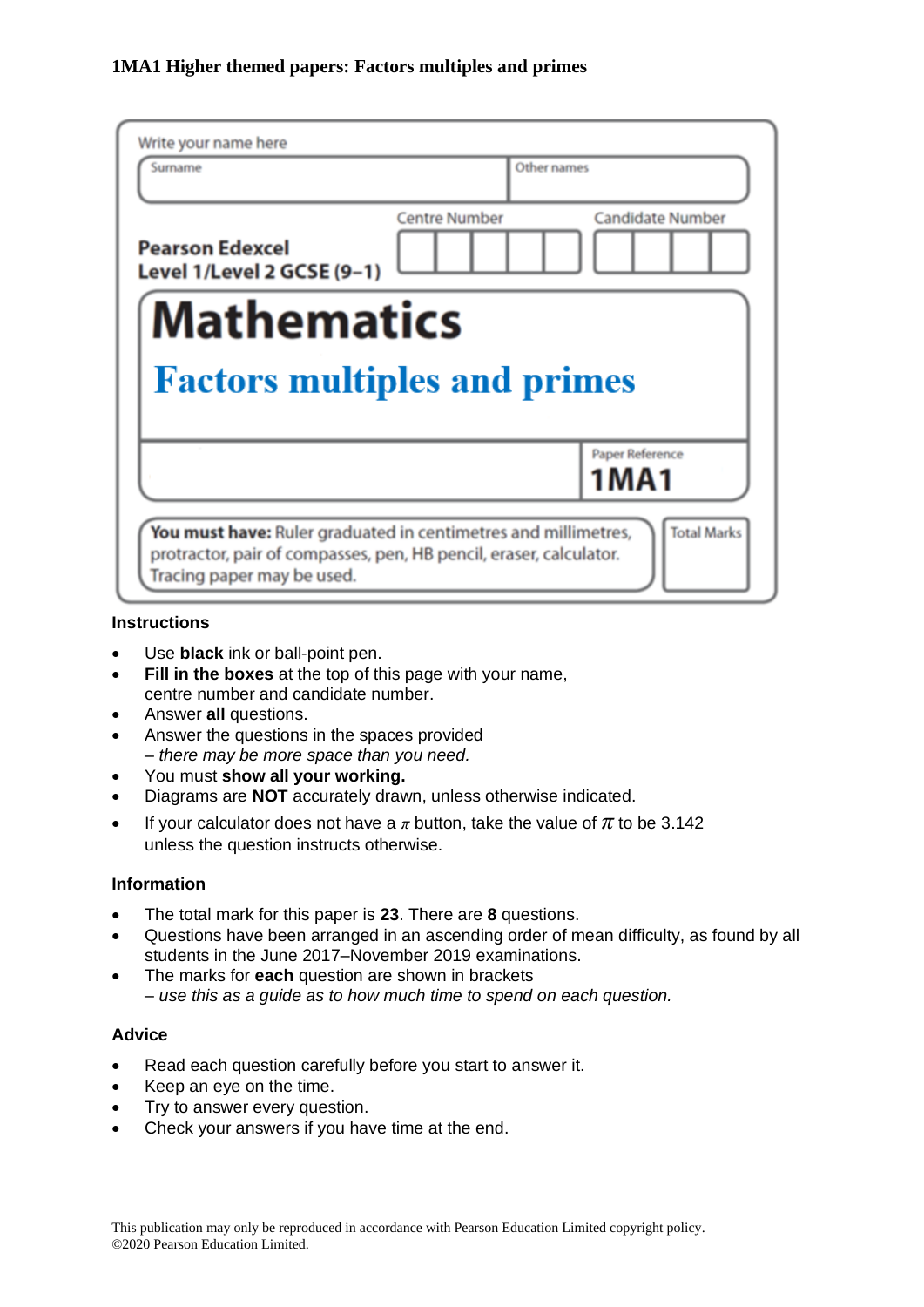**1MA1 Higher themed papers: Factors multiples and primes**

Write your name here

| Surname | Other names |
| --- | --- |
| | |

**Pearson Edexcel Level 1/Level 2 GCSE (9–1)**

Centre Number | Candidate Number

# Mathematics

## Factors multiples and primes

Paper Reference **1MA1**

**You must have:** Ruler graduated in centimetres and millimetres, protractor, pair of compasses, pen, HB pencil, eraser, calculator. Tracing paper may be used.

Total Marks

### Instructions

- Use **black** ink or ball-point pen.
- **Fill in the boxes** at the top of this page with your name, centre number and candidate number.
- Answer **all** questions.
- Answer the questions in the spaces provided
  – *there may be more space than you need.*
- You must **show all your working.**
- Diagrams are **NOT** accurately drawn, unless otherwise indicated.
- If your calculator does not have a $\pi$ button, take the value of $\pi$ to be 3.142 unless the question instructs otherwise.

### Information

- The total mark for this paper is **23**. There are **8** questions.
- Questions have been arranged in an ascending order of mean difficulty, as found by all students in the June 2017–November 2019 examinations.
- The marks for **each** question are shown in brackets
  – *use this as a guide as to how much time to spend on each question.*

### Advice

- Read each question carefully before you start to answer it.
- Keep an eye on the time.
- Try to answer every question.
- Check your answers if you have time at the end.

This publication may only be reproduced in accordance with Pearson Education Limited copyright policy.
©2020 Pearson Education Limited.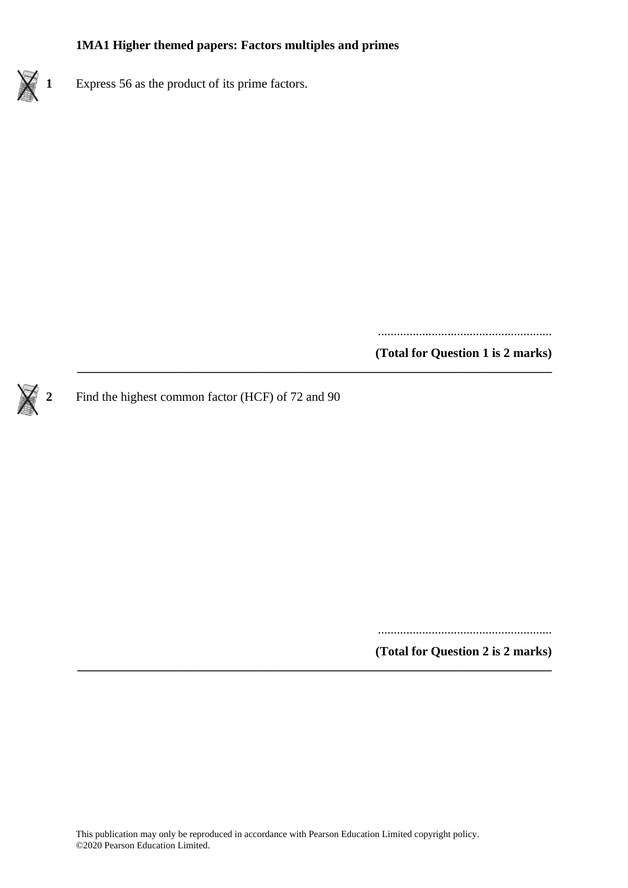**1MA1 Higher themed papers: Factors multiples and primes**

**1** Express 56 as the product of its prime factors.

.......................................................

**(Total for Question 1 is 2 marks)**

---

**2** Find the highest common factor (HCF) of 72 and 90

.......................................................

**(Total for Question 2 is 2 marks)**

---

This publication may only be reproduced in accordance with Pearson Education Limited copyright policy.
©2020 Pearson Education Limited.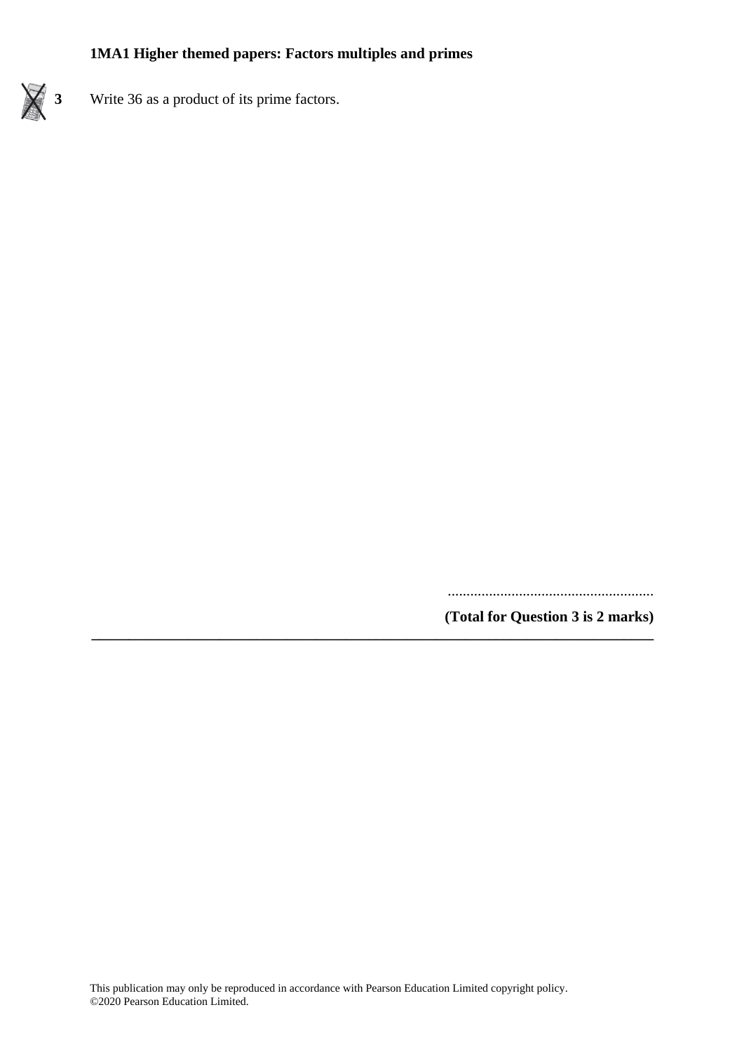**3** Write 36 as a product of its prime factors.

......................................................

**(Total for Question 3 is 2 marks)**

---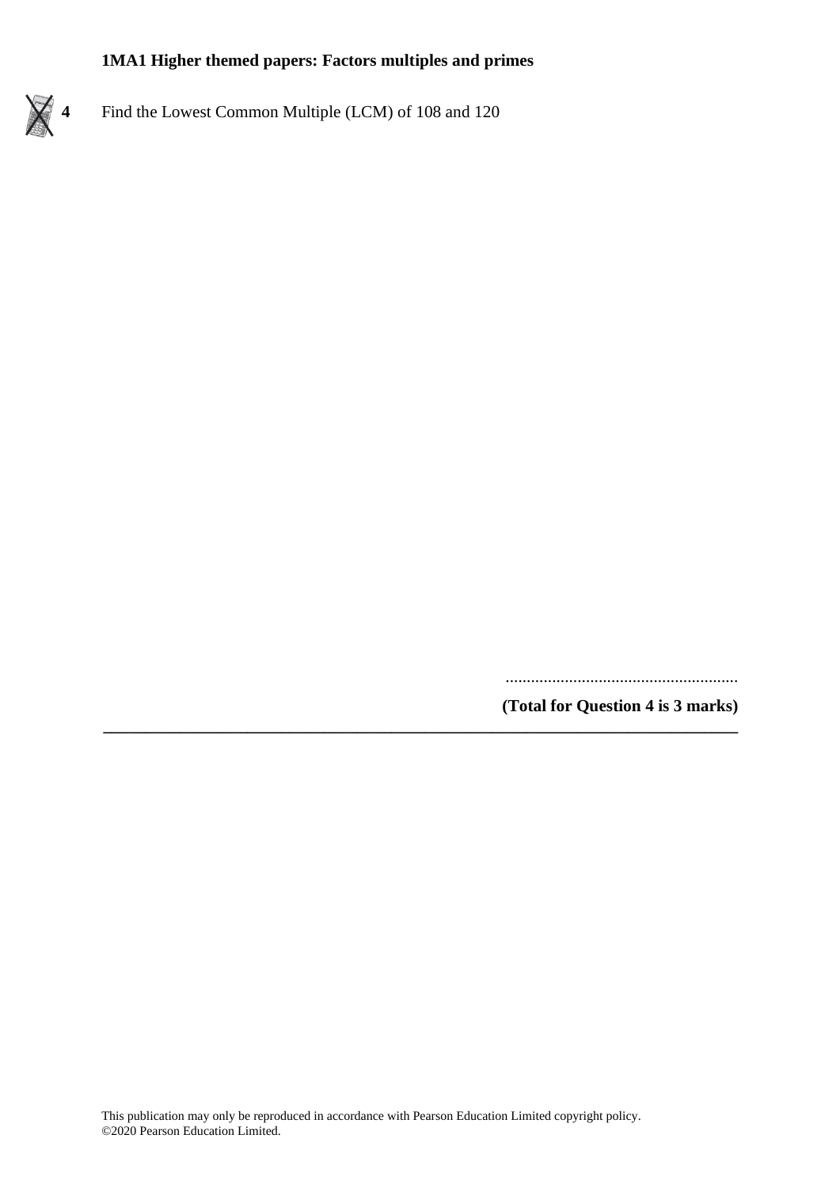**4** Find the Lowest Common Multiple (LCM) of 108 and 120

.......................................................

**(Total for Question 4 is 3 marks)**

---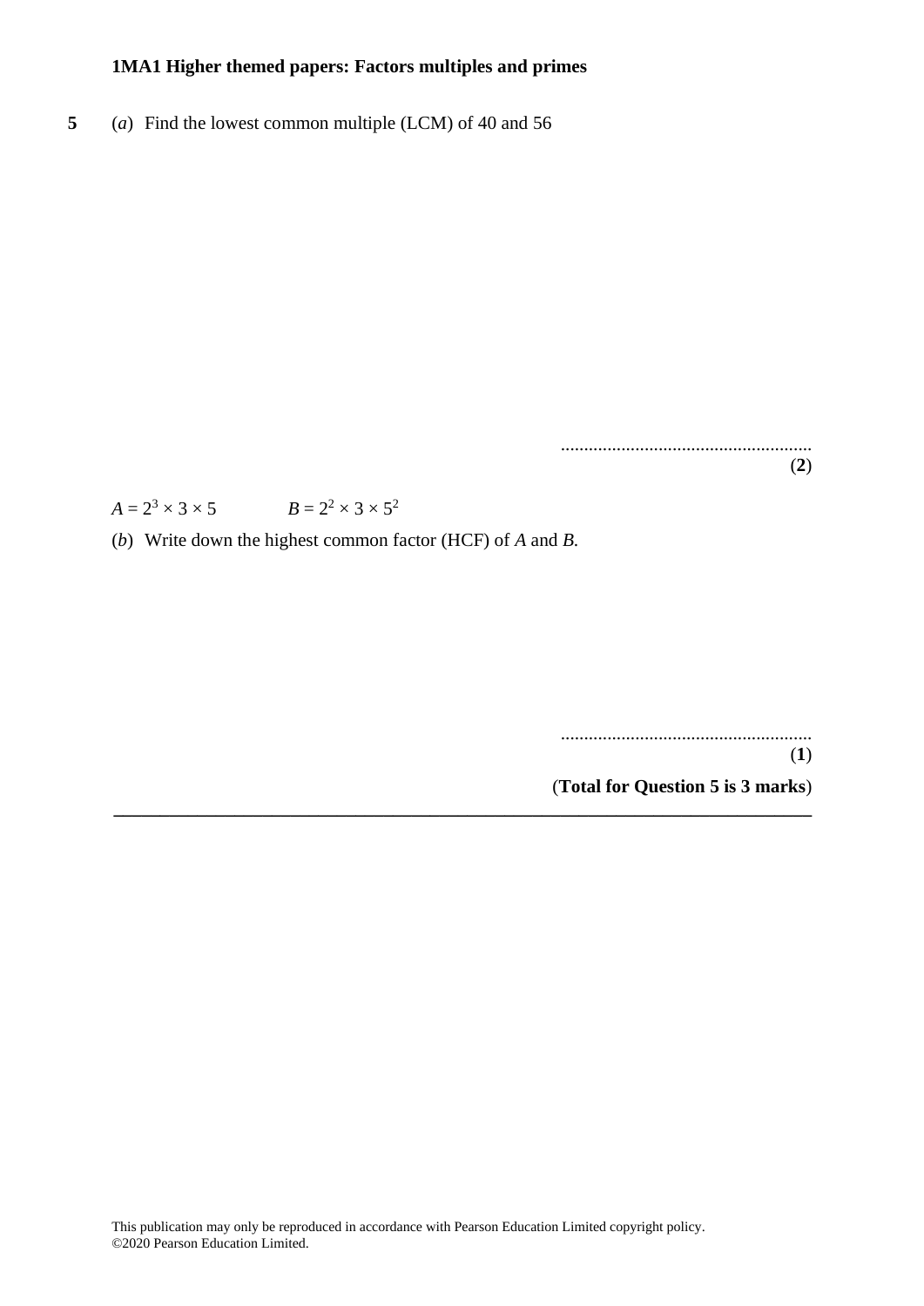**5** (*a*) Find the lowest common multiple (LCM) of 40 and 56

......................................................
(**2**)

$A = 2^3 \times 3 \times 5$ $\quad\quad$ $B = 2^2 \times 3 \times 5^2$

(*b*) Write down the highest common factor (HCF) of *A* and *B*.

......................................................
(**1**)

(**Total for Question 5 is 3 marks**)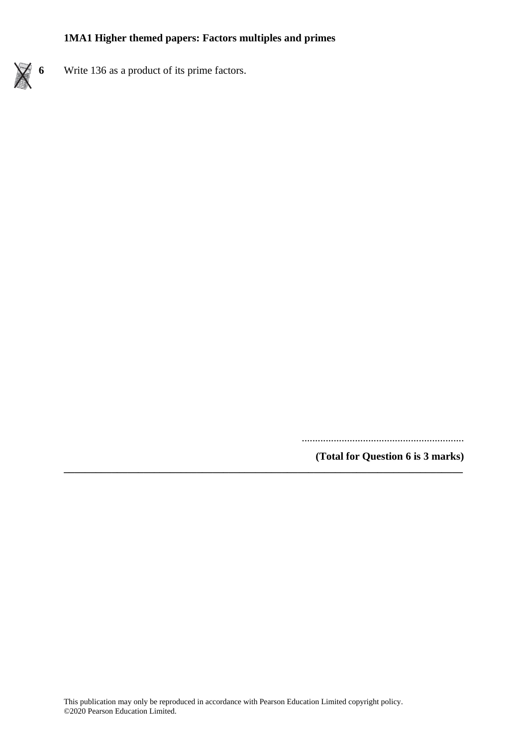**6** Write 136 as a product of its prime factors.

..............................................................

**(Total for Question 6 is 3 marks)**

---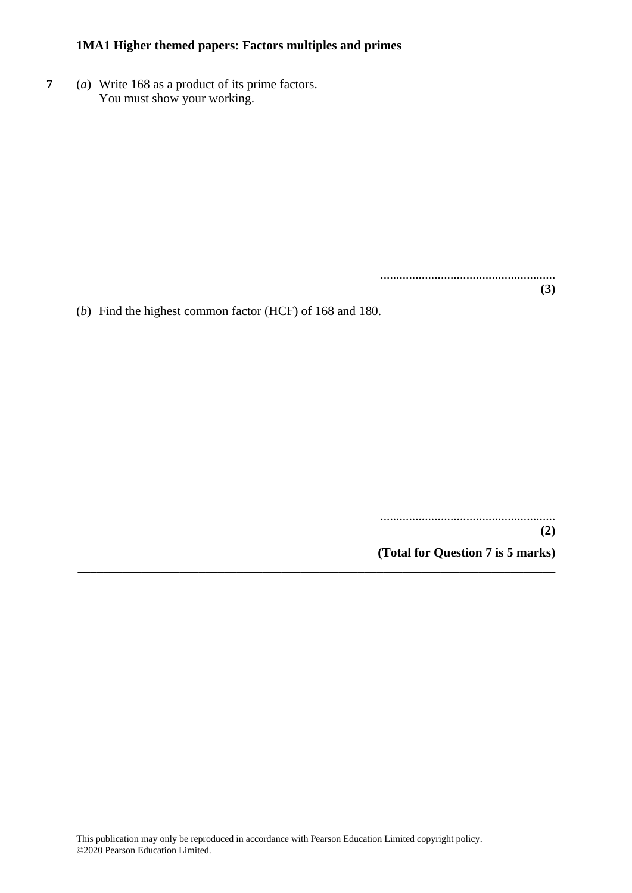**1MA1 Higher themed papers: Factors multiples and primes**

**7** (*a*) Write 168 as a product of its prime factors.
You must show your working.

.......................................................
**(3)**

(*b*) Find the highest common factor (HCF) of 168 and 180.

.......................................................
**(2)**

**(Total for Question 7 is 5 marks)**

---

This publication may only be reproduced in accordance with Pearson Education Limited copyright policy.
©2020 Pearson Education Limited.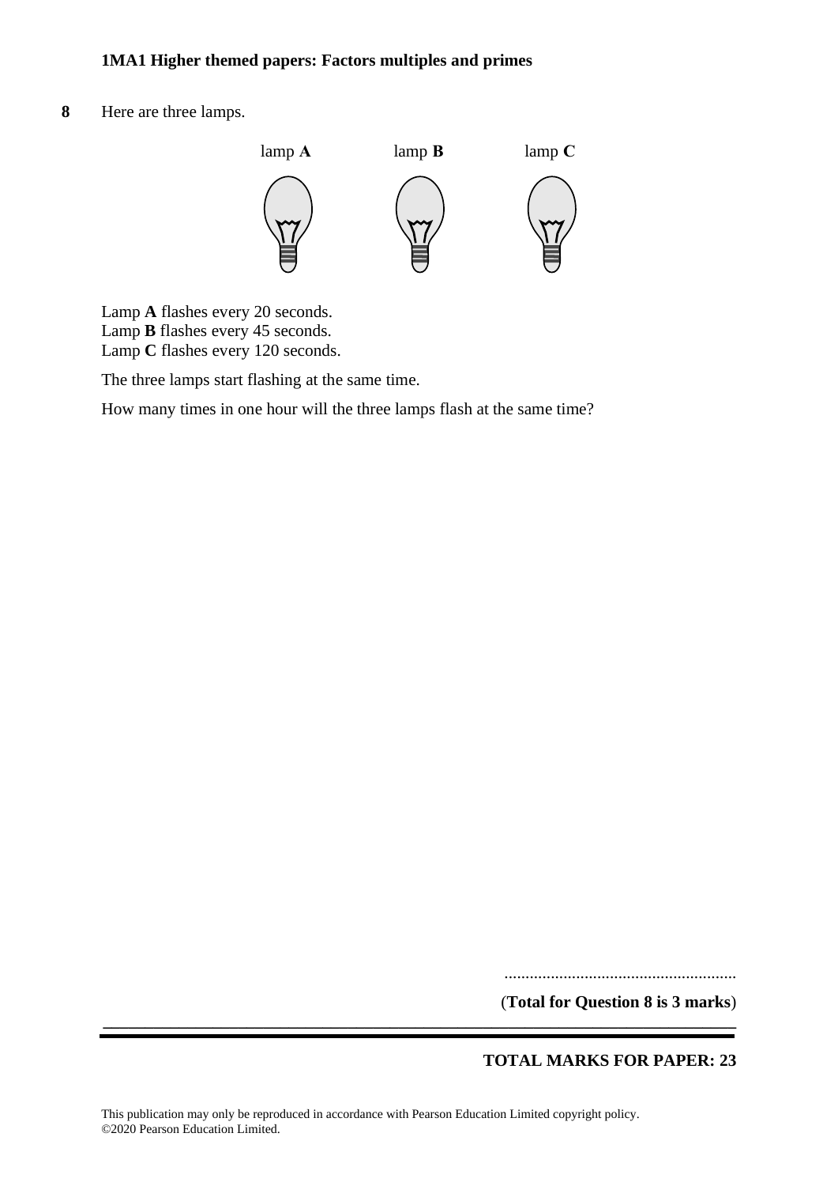**8** Here are three lamps.

lamp **A** lamp **B** lamp **C**

Lamp **A** flashes every 20 seconds.
Lamp **B** flashes every 45 seconds.
Lamp **C** flashes every 120 seconds.

The three lamps start flashing at the same time.

How many times in one hour will the three lamps flash at the same time?

.......................................................

(**Total for Question 8 is 3 marks**)

---

**TOTAL MARKS FOR PAPER: 23**

This publication may only be reproduced in accordance with Pearson Education Limited copyright policy.
©2020 Pearson Education Limited.